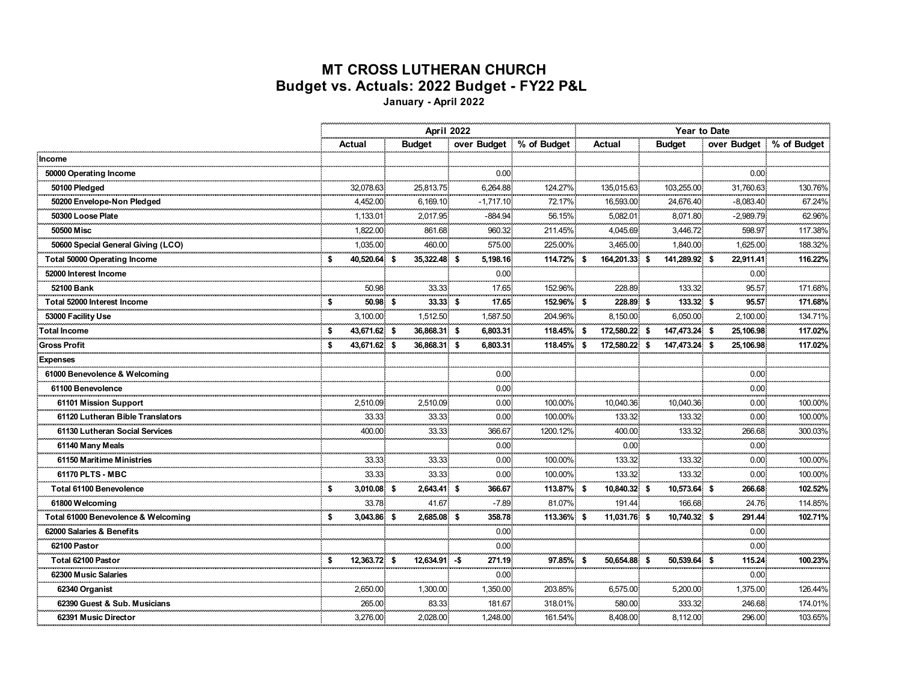# MT CROSS LUTHERAN CHURCH
## Budget vs. Actuals: 2022 Budget - FY22 P&L
### January - April 2022

| | April 2022 | | | | Year to Date | | | |
|---|---|---|---|---|---|---|---|---|
| | Actual | Budget | over Budget | % of Budget | Actual | Budget | over Budget | % of Budget |
| **Income** | | | | | | | | |
| **50000 Operating Income** | | | 0.00 | | | | 0.00 | |
| **50100 Pledged** | 32,078.63 | 25,813.75 | 6,264.88 | 124.27% | 135,015.63 | 103,255.00 | 31,760.63 | 130.76% |
| **50200 Envelope-Non Pledged** | 4,452.00 | 6,169.10 | -1,717.10 | 72.17% | 16,593.00 | 24,676.40 | -8,083.40 | 67.24% |
| **50300 Loose Plate** | 1,133.01 | 2,017.95 | -884.94 | 56.15% | 5,082.01 | 8,071.80 | -2,989.79 | 62.96% |
| **50500 Misc** | 1,822.00 | 861.68 | 960.32 | 211.45% | 4,045.69 | 3,446.72 | 598.97 | 117.38% |
| **50600 Special General Giving (LCO)** | 1,035.00 | 460.00 | 575.00 | 225.00% | 3,465.00 | 1,840.00 | 1,625.00 | 188.32% |
| **Total 50000 Operating Income** | **$ 40,520.64** | **$ 35,322.48** | **$ 5,198.16** | **114.72%** | **$ 164,201.33** | **$ 141,289.92** | **$ 22,911.41** | **116.22%** |
| **52000 Interest Income** | | | 0.00 | | | | 0.00 | |
| **52100 Bank** | 50.98 | 33.33 | 17.65 | 152.96% | 228.89 | 133.32 | 95.57 | 171.68% |
| **Total 52000 Interest Income** | **$ 50.98** | **$ 33.33** | **$ 17.65** | **152.96%** | **$ 228.89** | **$ 133.32** | **$ 95.57** | **171.68%** |
| **53000 Facility Use** | 3,100.00 | 1,512.50 | 1,587.50 | 204.96% | 8,150.00 | 6,050.00 | 2,100.00 | 134.71% |
| **Total Income** | **$ 43,671.62** | **$ 36,868.31** | **$ 6,803.31** | **118.45%** | **$ 172,580.22** | **$ 147,473.24** | **$ 25,106.98** | **117.02%** |
| **Gross Profit** | **$ 43,671.62** | **$ 36,868.31** | **$ 6,803.31** | **118.45%** | **$ 172,580.22** | **$ 147,473.24** | **$ 25,106.98** | **117.02%** |
| **Expenses** | | | | | | | | |
| **61000 Benevolence & Welcoming** | | | 0.00 | | | | 0.00 | |
| **61100 Benevolence** | | | 0.00 | | | | 0.00 | |
| **61101 Mission Support** | 2,510.09 | 2,510.09 | 0.00 | 100.00% | 10,040.36 | 10,040.36 | 0.00 | 100.00% |
| **61120 Lutheran Bible Translators** | 33.33 | 33.33 | 0.00 | 100.00% | 133.32 | 133.32 | 0.00 | 100.00% |
| **61130 Lutheran Social Services** | 400.00 | 33.33 | 366.67 | 1200.12% | 400.00 | 133.32 | 266.68 | 300.03% |
| **61140 Many Meals** | | | 0.00 | | 0.00 | | 0.00 | |
| **61150 Maritime Ministries** | 33.33 | 33.33 | 0.00 | 100.00% | 133.32 | 133.32 | 0.00 | 100.00% |
| **61170 PLTS - MBC** | 33.33 | 33.33 | 0.00 | 100.00% | 133.32 | 133.32 | 0.00 | 100.00% |
| **Total 61100 Benevolence** | **$ 3,010.08** | **$ 2,643.41** | **$ 366.67** | **113.87%** | **$ 10,840.32** | **$ 10,573.64** | **$ 266.68** | **102.52%** |
| **61800 Welcoming** | 33.78 | 41.67 | -7.89 | 81.07% | 191.44 | 166.68 | 24.76 | 114.85% |
| **Total 61000 Benevolence & Welcoming** | **$ 3,043.86** | **$ 2,685.08** | **$ 358.78** | **113.36%** | **$ 11,031.76** | **$ 10,740.32** | **$ 291.44** | **102.71%** |
| **62000 Salaries & Benefits** | | | 0.00 | | | | 0.00 | |
| **62100 Pastor** | | | 0.00 | | | | 0.00 | |
| **Total 62100 Pastor** | **$ 12,363.72** | **$ 12,634.91** | **-$ 271.19** | **97.85%** | **$ 50,654.88** | **$ 50,539.64** | **$ 115.24** | **100.23%** |
| **62300 Music Salaries** | | | 0.00 | | | | 0.00 | |
| **62340 Organist** | 2,650.00 | 1,300.00 | 1,350.00 | 203.85% | 6,575.00 | 5,200.00 | 1,375.00 | 126.44% |
| **62390 Guest & Sub. Musicians** | 265.00 | 83.33 | 181.67 | 318.01% | 580.00 | 333.32 | 246.68 | 174.01% |
| **62391 Music Director** | 3,276.00 | 2,028.00 | 1,248.00 | 161.54% | 8,408.00 | 8,112.00 | 296.00 | 103.65% |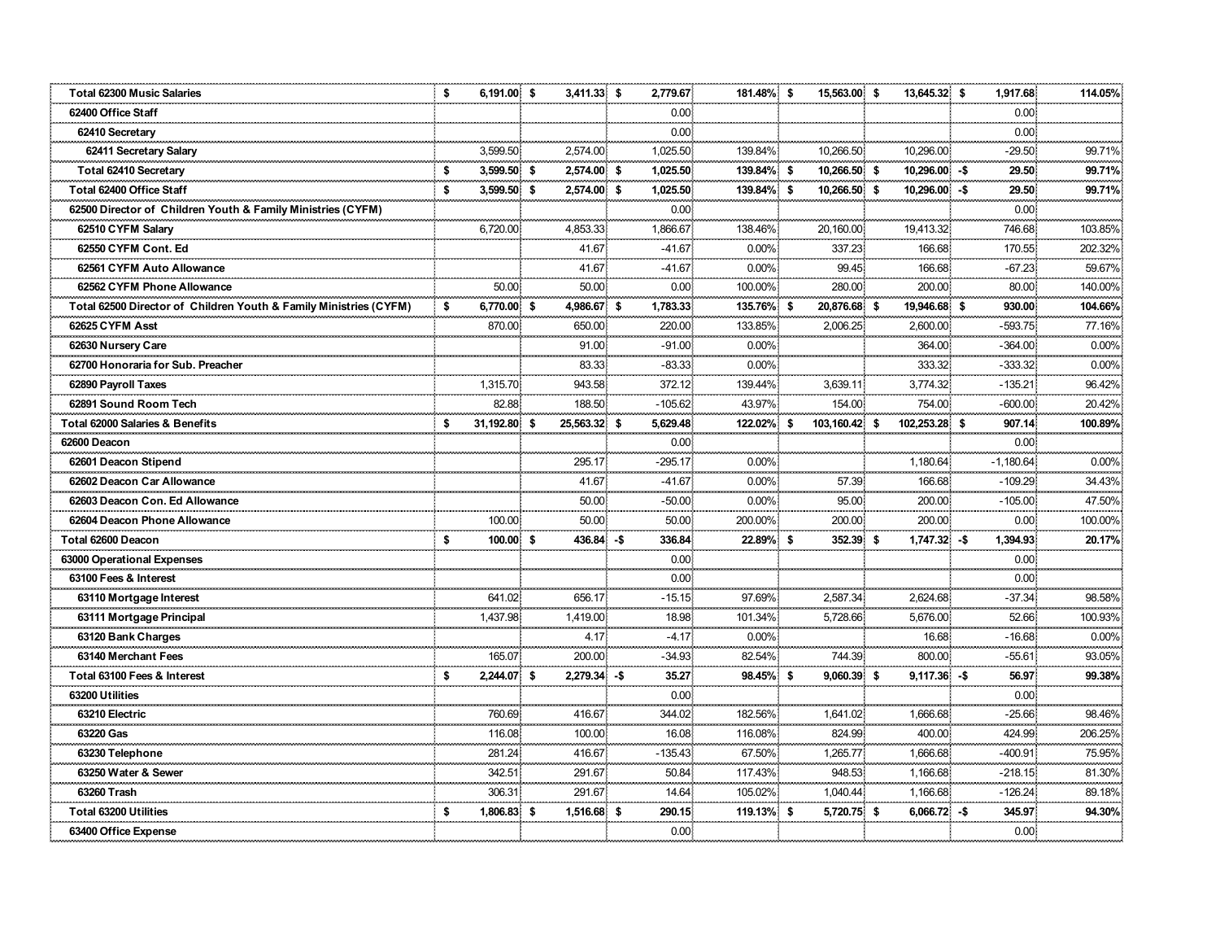| | | | | | | | | |
|---|---|---|---|---|---|---|---|---|
| **Total 62300 Music Salaries** | **$ 6,191.00** | **$ 3,411.33** | **$ 2,779.67** | **181.48%** | **$ 15,563.00** | **$ 13,645.32** | **$ 1,917.68** | **114.05%** |
| **62400 Office Staff** | | | 0.00 | | | | 0.00 | |
| **62410 Secretary** | | | 0.00 | | | | 0.00 | |
| **62411 Secretary Salary** | 3,599.50 | 2,574.00 | 1,025.50 | 139.84% | 10,266.50 | 10,296.00 | -29.50 | 99.71% |
| **Total 62410 Secretary** | **$ 3,599.50** | **$ 2,574.00** | **$ 1,025.50** | **139.84%** | **$ 10,266.50** | **$ 10,296.00** | **-$ 29.50** | **99.71%** |
| **Total 62400 Office Staff** | **$ 3,599.50** | **$ 2,574.00** | **$ 1,025.50** | **139.84%** | **$ 10,266.50** | **$ 10,296.00** | **-$ 29.50** | **99.71%** |
| **62500 Director of Children Youth & Family Ministries (CYFM)** | | | 0.00 | | | | 0.00 | |
| **62510 CYFM Salary** | 6,720.00 | 4,853.33 | 1,866.67 | 138.46% | 20,160.00 | 19,413.32 | 746.68 | 103.85% |
| **62550 CYFM Cont. Ed** | | 41.67 | -41.67 | 0.00% | 337.23 | 166.68 | 170.55 | 202.32% |
| **62561 CYFM Auto Allowance** | | 41.67 | -41.67 | 0.00% | 99.45 | 166.68 | -67.23 | 59.67% |
| **62562 CYFM Phone Allowance** | 50.00 | 50.00 | 0.00 | 100.00% | 280.00 | 200.00 | 80.00 | 140.00% |
| **Total 62500 Director of Children Youth & Family Ministries (CYFM)** | **$ 6,770.00** | **$ 4,986.67** | **$ 1,783.33** | **135.76%** | **$ 20,876.68** | **$ 19,946.68** | **$ 930.00** | **104.66%** |
| **62625 CYFM Asst** | 870.00 | 650.00 | 220.00 | 133.85% | 2,006.25 | 2,600.00 | -593.75 | 77.16% |
| **62630 Nursery Care** | | 91.00 | -91.00 | 0.00% | | 364.00 | -364.00 | 0.00% |
| **62700 Honoraria for Sub. Preacher** | | 83.33 | -83.33 | 0.00% | | 333.32 | -333.32 | 0.00% |
| **62890 Payroll Taxes** | 1,315.70 | 943.58 | 372.12 | 139.44% | 3,639.11 | 3,774.32 | -135.21 | 96.42% |
| **62891 Sound Room Tech** | 82.88 | 188.50 | -105.62 | 43.97% | 154.00 | 754.00 | -600.00 | 20.42% |
| **Total 62000 Salaries & Benefits** | **$ 31,192.80** | **$ 25,563.32** | **$ 5,629.48** | **122.02%** | **$ 103,160.42** | **$ 102,253.28** | **$ 907.14** | **100.89%** |
| **62600 Deacon** | | | 0.00 | | | | 0.00 | |
| **62601 Deacon Stipend** | | 295.17 | -295.17 | 0.00% | | 1,180.64 | -1,180.64 | 0.00% |
| **62602 Deacon Car Allowance** | | 41.67 | -41.67 | 0.00% | 57.39 | 166.68 | -109.29 | 34.43% |
| **62603 Deacon Con. Ed Allowance** | | 50.00 | -50.00 | 0.00% | 95.00 | 200.00 | -105.00 | 47.50% |
| **62604 Deacon Phone Allowance** | 100.00 | 50.00 | 50.00 | 200.00% | 200.00 | 200.00 | 0.00 | 100.00% |
| **Total 62600 Deacon** | **$ 100.00** | **$ 436.84** | **-$ 336.84** | **22.89%** | **$ 352.39** | **$ 1,747.32** | **-$ 1,394.93** | **20.17%** |
| **63000 Operational Expenses** | | | 0.00 | | | | 0.00 | |
| **63100 Fees & Interest** | | | 0.00 | | | | 0.00 | |
| **63110 Mortgage Interest** | 641.02 | 656.17 | -15.15 | 97.69% | 2,587.34 | 2,624.68 | -37.34 | 98.58% |
| **63111 Mortgage Principal** | 1,437.98 | 1,419.00 | 18.98 | 101.34% | 5,728.66 | 5,676.00 | 52.66 | 100.93% |
| **63120 Bank Charges** | | 4.17 | -4.17 | 0.00% | | 16.68 | -16.68 | 0.00% |
| **63140 Merchant Fees** | 165.07 | 200.00 | -34.93 | 82.54% | 744.39 | 800.00 | -55.61 | 93.05% |
| **Total 63100 Fees & Interest** | **$ 2,244.07** | **$ 2,279.34** | **-$ 35.27** | **98.45%** | **$ 9,060.39** | **$ 9,117.36** | **-$ 56.97** | **99.38%** |
| **63200 Utilities** | | | 0.00 | | | | 0.00 | |
| **63210 Electric** | 760.69 | 416.67 | 344.02 | 182.56% | 1,641.02 | 1,666.68 | -25.66 | 98.46% |
| **63220 Gas** | 116.08 | 100.00 | 16.08 | 116.08% | 824.99 | 400.00 | 424.99 | 206.25% |
| **63230 Telephone** | 281.24 | 416.67 | -135.43 | 67.50% | 1,265.77 | 1,666.68 | -400.91 | 75.95% |
| **63250 Water & Sewer** | 342.51 | 291.67 | 50.84 | 117.43% | 948.53 | 1,166.68 | -218.15 | 81.30% |
| **63260 Trash** | 306.31 | 291.67 | 14.64 | 105.02% | 1,040.44 | 1,166.68 | -126.24 | 89.18% |
| **Total 63200 Utilities** | **$ 1,806.83** | **$ 1,516.68** | **$ 290.15** | **119.13%** | **$ 5,720.75** | **$ 6,066.72** | **-$ 345.97** | **94.30%** |
| **63400 Office Expense** | | | 0.00 | | | | 0.00 | |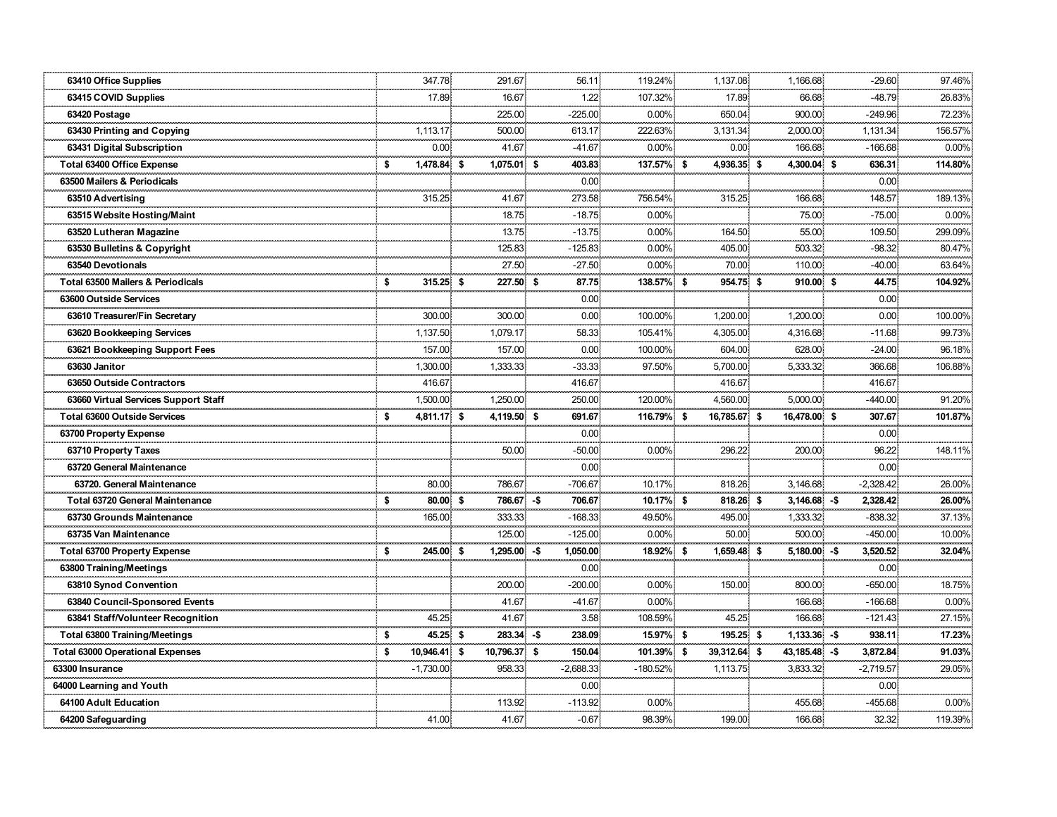| | | | | | | | | |
|---|---|---|---|---|---|---|---|---|
| 63410 Office Supplies | 347.78 | 291.67 | 56.11 | 119.24% | 1,137.08 | 1,166.68 | -29.60 | 97.46% |
| 63415 COVID Supplies | 17.89 | 16.67 | 1.22 | 107.32% | 17.89 | 66.68 | -48.79 | 26.83% |
| 63420 Postage | | 225.00 | -225.00 | 0.00% | 650.04 | 900.00 | -249.96 | 72.23% |
| 63430 Printing and Copying | 1,113.17 | 500.00 | 613.17 | 222.63% | 3,131.34 | 2,000.00 | 1,131.34 | 156.57% |
| 63431 Digital Subscription | 0.00 | 41.67 | -41.67 | 0.00% | 0.00 | 166.68 | -166.68 | 0.00% |
| **Total 63400 Office Expense** | **$ 1,478.84** | **$ 1,075.01** | **$ 403.83** | **137.57%** | **$ 4,936.35** | **$ 4,300.04** | **$ 636.31** | **114.80%** |
| 63500 Mailers & Periodicals | | | 0.00 | | | | 0.00 | |
| 63510 Advertising | 315.25 | 41.67 | 273.58 | 756.54% | 315.25 | 166.68 | 148.57 | 189.13% |
| 63515 Website Hosting/Maint | | 18.75 | -18.75 | 0.00% | | 75.00 | -75.00 | 0.00% |
| 63520 Lutheran Magazine | | 13.75 | -13.75 | 0.00% | 164.50 | 55.00 | 109.50 | 299.09% |
| 63530 Bulletins & Copyright | | 125.83 | -125.83 | 0.00% | 405.00 | 503.32 | -98.32 | 80.47% |
| 63540 Devotionals | | 27.50 | -27.50 | 0.00% | 70.00 | 110.00 | -40.00 | 63.64% |
| **Total 63500 Mailers & Periodicals** | **$ 315.25** | **$ 227.50** | **$ 87.75** | **138.57%** | **$ 954.75** | **$ 910.00** | **$ 44.75** | **104.92%** |
| 63600 Outside Services | | | 0.00 | | | | 0.00 | |
| 63610 Treasurer/Fin Secretary | 300.00 | 300.00 | 0.00 | 100.00% | 1,200.00 | 1,200.00 | 0.00 | 100.00% |
| 63620 Bookkeeping Services | 1,137.50 | 1,079.17 | 58.33 | 105.41% | 4,305.00 | 4,316.68 | -11.68 | 99.73% |
| 63621 Bookkeeping Support Fees | 157.00 | 157.00 | 0.00 | 100.00% | 604.00 | 628.00 | -24.00 | 96.18% |
| 63630 Janitor | 1,300.00 | 1,333.33 | -33.33 | 97.50% | 5,700.00 | 5,333.32 | 366.68 | 106.88% |
| 63650 Outside Contractors | 416.67 | | 416.67 | | 416.67 | | 416.67 | |
| 63660 Virtual Services Support Staff | 1,500.00 | 1,250.00 | 250.00 | 120.00% | 4,560.00 | 5,000.00 | -440.00 | 91.20% |
| **Total 63600 Outside Services** | **$ 4,811.17** | **$ 4,119.50** | **$ 691.67** | **116.79%** | **$ 16,785.67** | **$ 16,478.00** | **$ 307.67** | **101.87%** |
| 63700 Property Expense | | | 0.00 | | | | 0.00 | |
| 63710 Property Taxes | | 50.00 | -50.00 | 0.00% | 296.22 | 200.00 | 96.22 | 148.11% |
| 63720 General Maintenance | | | 0.00 | | | | 0.00 | |
| 63720. General Maintenance | 80.00 | 786.67 | -706.67 | 10.17% | 818.26 | 3,146.68 | -2,328.42 | 26.00% |
| **Total 63720 General Maintenance** | **$ 80.00** | **$ 786.67** | **-$ 706.67** | **10.17%** | **$ 818.26** | **$ 3,146.68** | **-$ 2,328.42** | **26.00%** |
| 63730 Grounds Maintenance | 165.00 | 333.33 | -168.33 | 49.50% | 495.00 | 1,333.32 | -838.32 | 37.13% |
| 63735 Van Maintenance | | 125.00 | -125.00 | 0.00% | 50.00 | 500.00 | -450.00 | 10.00% |
| **Total 63700 Property Expense** | **$ 245.00** | **$ 1,295.00** | **-$ 1,050.00** | **18.92%** | **$ 1,659.48** | **$ 5,180.00** | **-$ 3,520.52** | **32.04%** |
| 63800 Training/Meetings | | | 0.00 | | | | 0.00 | |
| 63810 Synod Convention | | 200.00 | -200.00 | 0.00% | 150.00 | 800.00 | -650.00 | 18.75% |
| 63840 Council-Sponsored Events | | 41.67 | -41.67 | 0.00% | | 166.68 | -166.68 | 0.00% |
| 63841 Staff/Volunteer Recognition | 45.25 | 41.67 | 3.58 | 108.59% | 45.25 | 166.68 | -121.43 | 27.15% |
| **Total 63800 Training/Meetings** | **$ 45.25** | **$ 283.34** | **-$ 238.09** | **15.97%** | **$ 195.25** | **$ 1,133.36** | **-$ 938.11** | **17.23%** |
| **Total 63000 Operational Expenses** | **$ 10,946.41** | **$ 10,796.37** | **$ 150.04** | **101.39%** | **$ 39,312.64** | **$ 43,185.48** | **-$ 3,872.84** | **91.03%** |
| 63300 Insurance | -1,730.00 | 958.33 | -2,688.33 | -180.52% | 1,113.75 | 3,833.32 | -2,719.57 | 29.05% |
| 64000 Learning and Youth | | | 0.00 | | | | 0.00 | |
| 64100 Adult Education | | 113.92 | -113.92 | 0.00% | | 455.68 | -455.68 | 0.00% |
| 64200 Safeguarding | 41.00 | 41.67 | -0.67 | 98.39% | 199.00 | 166.68 | 32.32 | 119.39% |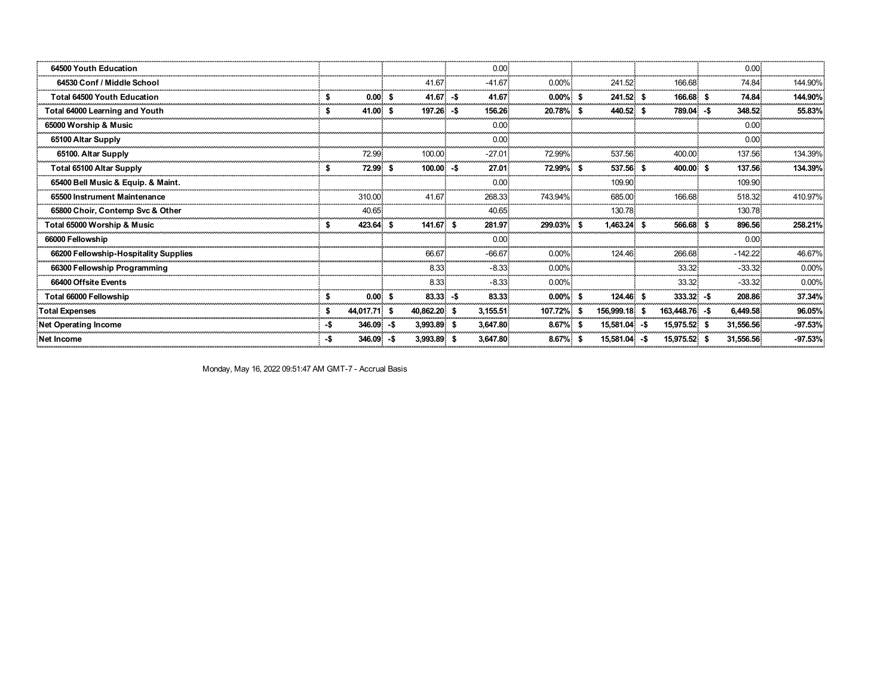| | | | | | | | | |
|---|---|---|---|---|---|---|---|---|
| 64500 Youth Education | | | 0.00 | | | | 0.00 | |
| 64530 Conf / Middle School | | 41.67 | -41.67 | 0.00% | 241.52 | 166.68 | 74.84 | 144.90% |
| **Total 64500 Youth Education** | **$ 0.00** | **$ 41.67** | **-$ 41.67** | **0.00%** | **$ 241.52** | **$ 166.68** | **$ 74.84** | **144.90%** |
| **Total 64000 Learning and Youth** | **$ 41.00** | **$ 197.26** | **-$ 156.26** | **20.78%** | **$ 440.52** | **$ 789.04** | **-$ 348.52** | **55.83%** |
| 65000 Worship & Music | | | 0.00 | | | | 0.00 | |
| 65100 Altar Supply | | | 0.00 | | | | 0.00 | |
| 65100. Altar Supply | 72.99 | 100.00 | -27.01 | 72.99% | 537.56 | 400.00 | 137.56 | 134.39% |
| **Total 65100 Altar Supply** | **$ 72.99** | **$ 100.00** | **-$ 27.01** | **72.99%** | **$ 537.56** | **$ 400.00** | **$ 137.56** | **134.39%** |
| 65400 Bell Music & Equip. & Maint. | | | 0.00 | | 109.90 | | 109.90 | |
| 65500 Instrument Maintenance | 310.00 | 41.67 | 268.33 | 743.94% | 685.00 | 166.68 | 518.32 | 410.97% |
| 65800 Choir, Contemp Svc & Other | 40.65 | | 40.65 | | 130.78 | | 130.78 | |
| **Total 65000 Worship & Music** | **$ 423.64** | **$ 141.67** | **$ 281.97** | **299.03%** | **$ 1,463.24** | **$ 566.68** | **$ 896.56** | **258.21%** |
| 66000 Fellowship | | | 0.00 | | | | 0.00 | |
| 66200 Fellowship-Hospitality Supplies | | 66.67 | -66.67 | 0.00% | 124.46 | 266.68 | -142.22 | 46.67% |
| 66300 Fellowship Programming | | 8.33 | -8.33 | 0.00% | | 33.32 | -33.32 | 0.00% |
| 66400 Offsite Events | | 8.33 | -8.33 | 0.00% | | 33.32 | -33.32 | 0.00% |
| **Total 66000 Fellowship** | **$ 0.00** | **$ 83.33** | **-$ 83.33** | **0.00%** | **$ 124.46** | **$ 333.32** | **-$ 208.86** | **37.34%** |
| **Total Expenses** | **$ 44,017.71** | **$ 40,862.20** | **$ 3,155.51** | **107.72%** | **$ 156,999.18** | **$ 163,448.76** | **-$ 6,449.58** | **96.05%** |
| **Net Operating Income** | **-$ 346.09** | **-$ 3,993.89** | **$ 3,647.80** | **8.67%** | **$ 15,581.04** | **-$ 15,975.52** | **$ 31,556.56** | **-97.53%** |
| **Net Income** | **-$ 346.09** | **-$ 3,993.89** | **$ 3,647.80** | **8.67%** | **$ 15,581.04** | **-$ 15,975.52** | **$ 31,556.56** | **-97.53%** |

Monday, May 16, 2022 09:51:47 AM GMT-7 - Accrual Basis